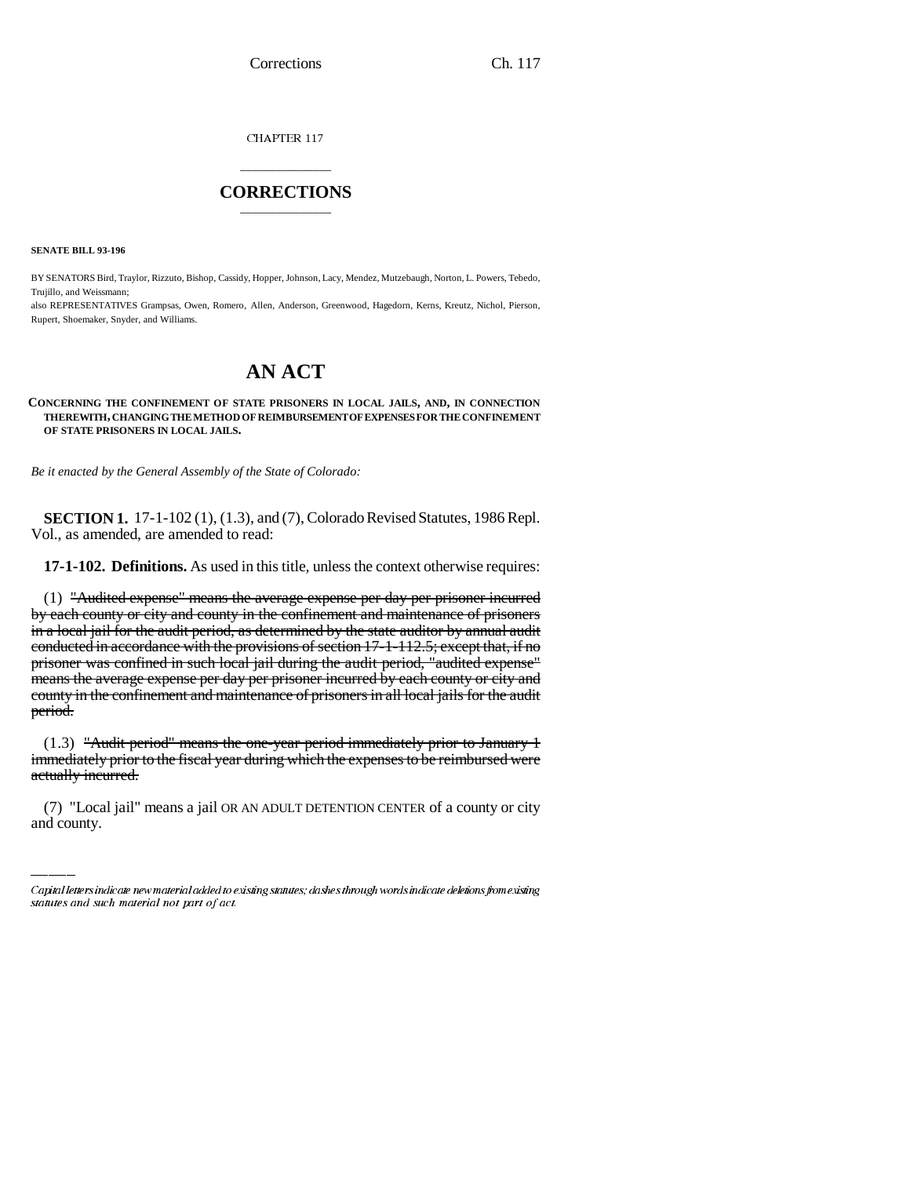CHAPTER 117

## CORRECTIONS

**SENATE BILL 93-196**

BY SENATORS Bird, Traylor, Rizzuto, Bishop, Cassidy, Hopper, Johnson, Lacy, Mendez, Mutzebaugh, Norton, L. Powers, Tebedo, Trujillo, and Weissmann;

also REPRESENTATIVES Grampsas, Owen, Romero, Allen, Anderson, Greenwood, Hagedorn, Kerns, Kreutz, Nichol, Pierson, Rupert, Shoemaker, Snyder, and Williams.

# AN ACT

**CONCERNING THE CONFINEMENT OF STATE PRISONERS IN LOCAL JAILS, AND, IN CONNECTION THEREWITH, CHANGING THE METHOD OF REIMBURSEMENT OF EXPENSES FOR THE CONFINEMENT OF STATE PRISONERS IN LOCAL JAILS.**

*Be it enacted by the General Assembly of the State of Colorado:*

**SECTION 1.** 17-1-102 (1), (1.3), and (7), Colorado Revised Statutes, 1986 Repl. Vol., as amended, are amended to read:

**17-1-102. Definitions.** As used in this title, unless the context otherwise requires:

(1) ~~"Audited expense" means the average expense per day per prisoner incurred by each county or city and county in the confinement and maintenance of prisoners in a local jail for the audit period, as determined by the state auditor by annual audit conducted in accordance with the provisions of section 17-1-112.5; except that, if no prisoner was confined in such local jail during the audit period, "audited expense" means the average expense per day per prisoner incurred by each county or city and county in the confinement and maintenance of prisoners in all local jails for the audit period.~~

(1.3) ~~"Audit period" means the one-year period immediately prior to January 1 immediately prior to the fiscal year during which the expenses to be reimbursed were actually incurred.~~

(7) "Local jail" means a jail OR AN ADULT DETENTION CENTER of a county or city and county.

---

*Capital letters indicate new material added to existing statutes; dashes through words indicate deletions from existing statutes and such material not part of act.*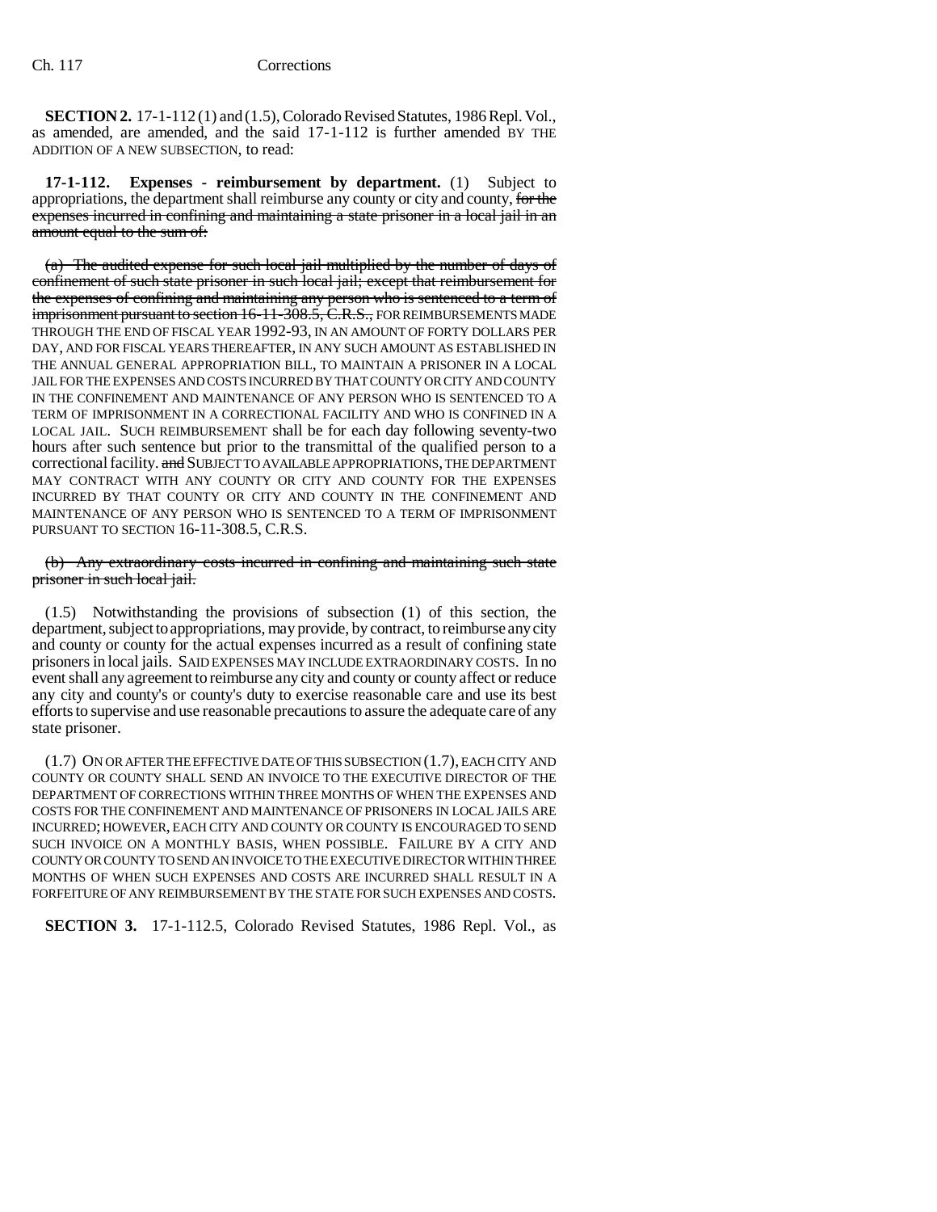**SECTION 2.** 17-1-112 (1) and (1.5), Colorado Revised Statutes, 1986 Repl. Vol., as amended, are amended, and the said 17-1-112 is further amended BY THE ADDITION OF A NEW SUBSECTION, to read:

**17-1-112. Expenses - reimbursement by department.** (1) Subject to appropriations, the department shall reimburse any county or city and county, ~~for the expenses incurred in confining and maintaining a state prisoner in a local jail in an amount equal to the sum of:~~

~~(a) The audited expense for such local jail multiplied by the number of days of confinement of such state prisoner in such local jail; except that reimbursement for the expenses of confining and maintaining any person who is sentenced to a term of imprisonment pursuant to section 16-11-308.5, C.R.S.,~~ FOR REIMBURSEMENTS MADE THROUGH THE END OF FISCAL YEAR 1992-93, IN AN AMOUNT OF FORTY DOLLARS PER DAY, AND FOR FISCAL YEARS THEREAFTER, IN ANY SUCH AMOUNT AS ESTABLISHED IN THE ANNUAL GENERAL APPROPRIATION BILL, TO MAINTAIN A PRISONER IN A LOCAL JAIL FOR THE EXPENSES AND COSTS INCURRED BY THAT COUNTY OR CITY AND COUNTY IN THE CONFINEMENT AND MAINTENANCE OF ANY PERSON WHO IS SENTENCED TO A TERM OF IMPRISONMENT IN A CORRECTIONAL FACILITY AND WHO IS CONFINED IN A LOCAL JAIL. SUCH REIMBURSEMENT shall be for each day following seventy-two hours after such sentence but prior to the transmittal of the qualified person to a correctional facility. ~~and~~ SUBJECT TO AVAILABLE APPROPRIATIONS, THE DEPARTMENT MAY CONTRACT WITH ANY COUNTY OR CITY AND COUNTY FOR THE EXPENSES INCURRED BY THAT COUNTY OR CITY AND COUNTY IN THE CONFINEMENT AND MAINTENANCE OF ANY PERSON WHO IS SENTENCED TO A TERM OF IMPRISONMENT PURSUANT TO SECTION 16-11-308.5, C.R.S.

~~(b) Any extraordinary costs incurred in confining and maintaining such state prisoner in such local jail.~~

(1.5) Notwithstanding the provisions of subsection (1) of this section, the department, subject to appropriations, may provide, by contract, to reimburse any city and county or county for the actual expenses incurred as a result of confining state prisoners in local jails. SAID EXPENSES MAY INCLUDE EXTRAORDINARY COSTS. In no event shall any agreement to reimburse any city and county or county affect or reduce any city and county's or county's duty to exercise reasonable care and use its best efforts to supervise and use reasonable precautions to assure the adequate care of any state prisoner.

(1.7) ON OR AFTER THE EFFECTIVE DATE OF THIS SUBSECTION (1.7), EACH CITY AND COUNTY OR COUNTY SHALL SEND AN INVOICE TO THE EXECUTIVE DIRECTOR OF THE DEPARTMENT OF CORRECTIONS WITHIN THREE MONTHS OF WHEN THE EXPENSES AND COSTS FOR THE CONFINEMENT AND MAINTENANCE OF PRISONERS IN LOCAL JAILS ARE INCURRED; HOWEVER, EACH CITY AND COUNTY OR COUNTY IS ENCOURAGED TO SEND SUCH INVOICE ON A MONTHLY BASIS, WHEN POSSIBLE. FAILURE BY A CITY AND COUNTY OR COUNTY TO SEND AN INVOICE TO THE EXECUTIVE DIRECTOR WITHIN THREE MONTHS OF WHEN SUCH EXPENSES AND COSTS ARE INCURRED SHALL RESULT IN A FORFEITURE OF ANY REIMBURSEMENT BY THE STATE FOR SUCH EXPENSES AND COSTS.

**SECTION 3.** 17-1-112.5, Colorado Revised Statutes, 1986 Repl. Vol., as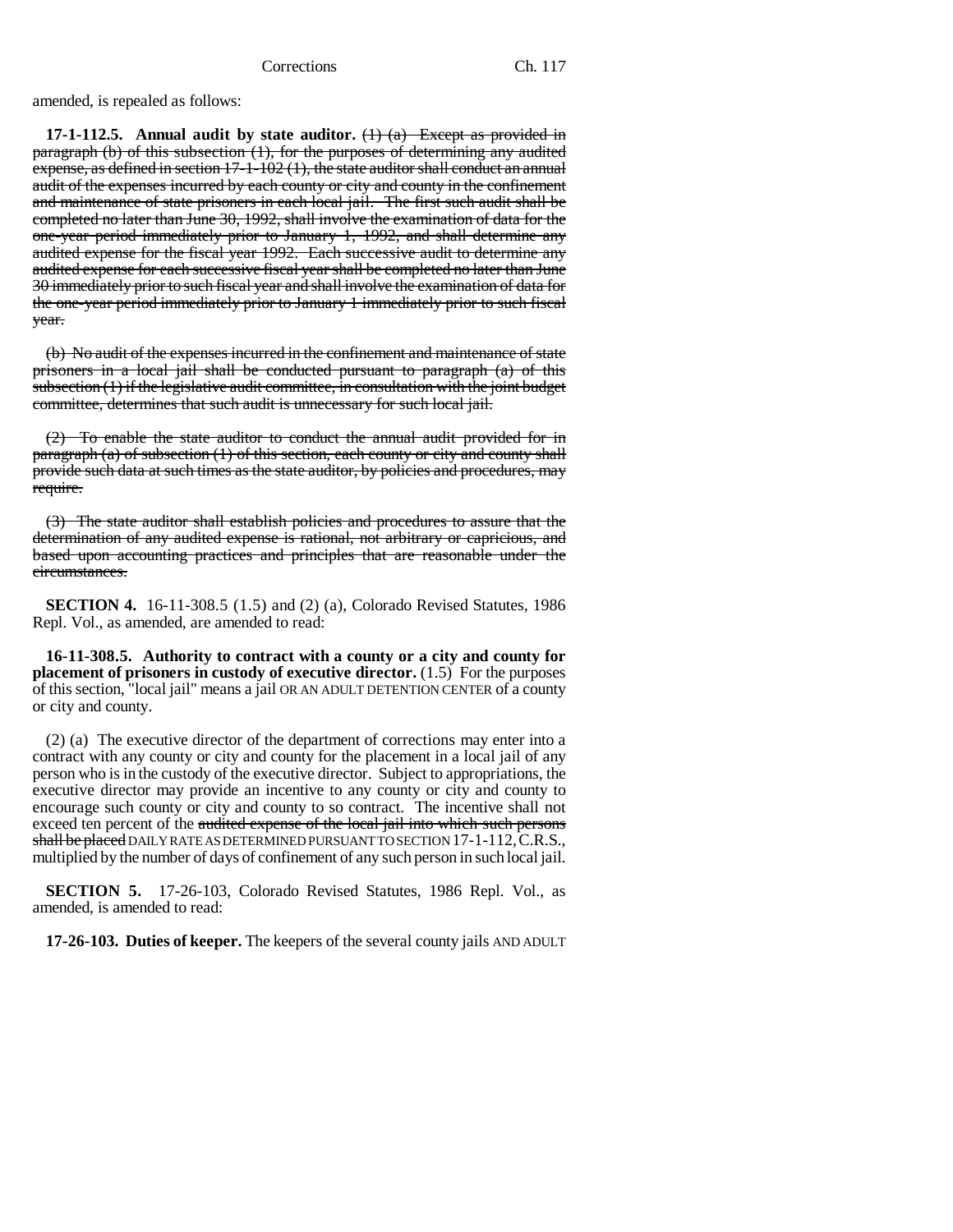amended, is repealed as follows:

**17-1-112.5. Annual audit by state auditor.** ~~(1) (a) Except as provided in paragraph (b) of this subsection (1), for the purposes of determining any audited expense, as defined in section 17-1-102 (1), the state auditor shall conduct an annual audit of the expenses incurred by each county or city and county in the confinement and maintenance of state prisoners in each local jail. The first such audit shall be completed no later than June 30, 1992, shall involve the examination of data for the one-year period immediately prior to January 1, 1992, and shall determine any audited expense for the fiscal year 1992. Each successive audit to determine any audited expense for each successive fiscal year shall be completed no later than June 30 immediately prior to such fiscal year and shall involve the examination of data for the one-year period immediately prior to January 1 immediately prior to such fiscal year.~~

~~(b) No audit of the expenses incurred in the confinement and maintenance of state prisoners in a local jail shall be conducted pursuant to paragraph (a) of this subsection (1) if the legislative audit committee, in consultation with the joint budget committee, determines that such audit is unnecessary for such local jail.~~

~~(2) To enable the state auditor to conduct the annual audit provided for in paragraph (a) of subsection (1) of this section, each county or city and county shall provide such data at such times as the state auditor, by policies and procedures, may require.~~

~~(3) The state auditor shall establish policies and procedures to assure that the determination of any audited expense is rational, not arbitrary or capricious, and based upon accounting practices and principles that are reasonable under the circumstances.~~

**SECTION 4.** 16-11-308.5 (1.5) and (2) (a), Colorado Revised Statutes, 1986 Repl. Vol., as amended, are amended to read:

**16-11-308.5. Authority to contract with a county or a city and county for placement of prisoners in custody of executive director.** (1.5) For the purposes of this section, "local jail" means a jail OR AN ADULT DETENTION CENTER of a county or city and county.

(2) (a) The executive director of the department of corrections may enter into a contract with any county or city and county for the placement in a local jail of any person who is in the custody of the executive director. Subject to appropriations, the executive director may provide an incentive to any county or city and county to encourage such county or city and county to so contract. The incentive shall not exceed ten percent of the ~~audited expense of the local jail into which such persons shall be placed~~ DAILY RATE AS DETERMINED PURSUANT TO SECTION 17-1-112, C.R.S., multiplied by the number of days of confinement of any such person in such local jail.

**SECTION 5.** 17-26-103, Colorado Revised Statutes, 1986 Repl. Vol., as amended, is amended to read:

**17-26-103. Duties of keeper.** The keepers of the several county jails AND ADULT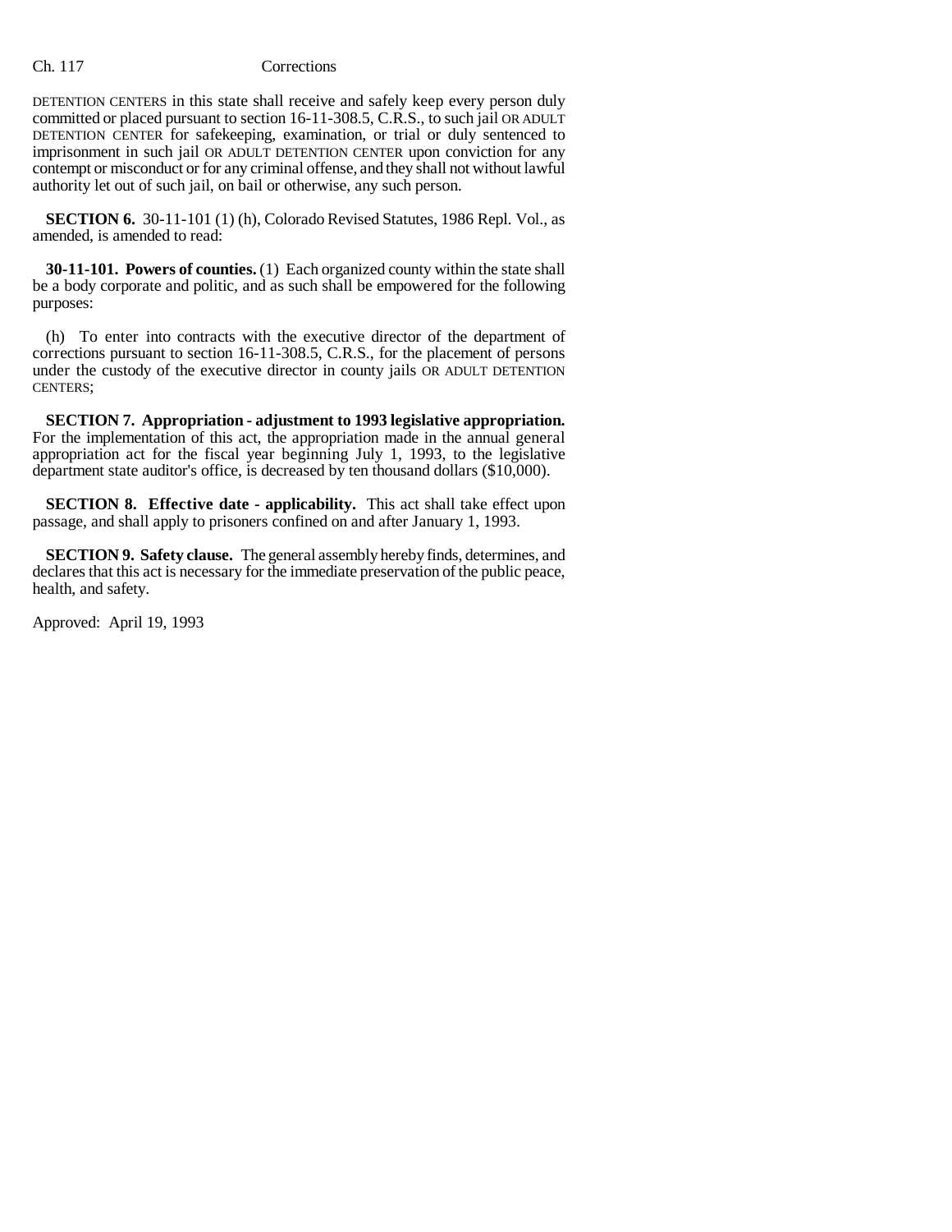DETENTION CENTERS in this state shall receive and safely keep every person duly committed or placed pursuant to section 16-11-308.5, C.R.S., to such jail OR ADULT DETENTION CENTER for safekeeping, examination, or trial or duly sentenced to imprisonment in such jail OR ADULT DETENTION CENTER upon conviction for any contempt or misconduct or for any criminal offense, and they shall not without lawful authority let out of such jail, on bail or otherwise, any such person.

**SECTION 6.** 30-11-101 (1) (h), Colorado Revised Statutes, 1986 Repl. Vol., as amended, is amended to read:

**30-11-101. Powers of counties.** (1) Each organized county within the state shall be a body corporate and politic, and as such shall be empowered for the following purposes:

(h) To enter into contracts with the executive director of the department of corrections pursuant to section 16-11-308.5, C.R.S., for the placement of persons under the custody of the executive director in county jails OR ADULT DETENTION CENTERS;

**SECTION 7. Appropriation - adjustment to 1993 legislative appropriation.** For the implementation of this act, the appropriation made in the annual general appropriation act for the fiscal year beginning July 1, 1993, to the legislative department state auditor's office, is decreased by ten thousand dollars ($10,000).

**SECTION 8. Effective date - applicability.** This act shall take effect upon passage, and shall apply to prisoners confined on and after January 1, 1993.

**SECTION 9. Safety clause.** The general assembly hereby finds, determines, and declares that this act is necessary for the immediate preservation of the public peace, health, and safety.

Approved: April 19, 1993